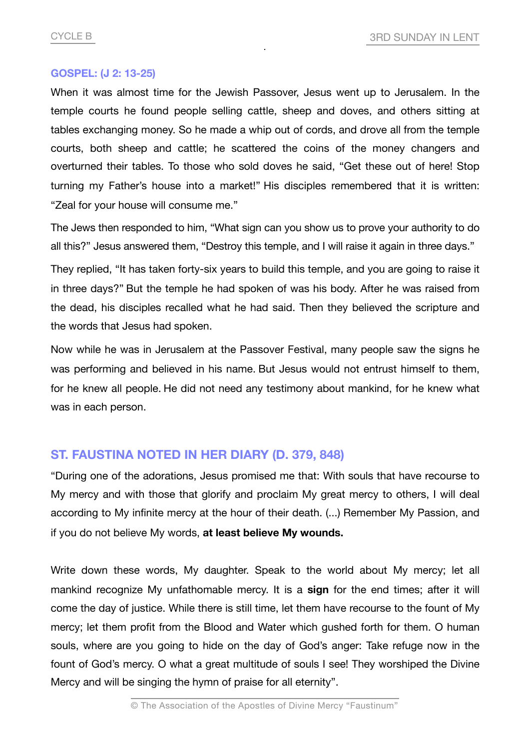## GOSPEL: (J 2: 13-25)

When it was almost time for the Jewish Passover, Jesus went up to Jerusalem. In the temple courts he found people selling cattle, sheep and doves, and others sitting at tables exchanging money. So he made a whip out of cords, and drove all from the temple courts, both sheep and cattle; he scattered the coins of the money changers and overturned their tables. To those who sold doves he said, “Get these out of here! Stop turning my Father’s house into a market!” His disciples remembered that it is written: “Zeal for your house will consume me.”

The Jews then responded to him, “What sign can you show us to prove your authority to do all this?” Jesus answered them, “Destroy this temple, and I will raise it again in three days.”

They replied, “It has taken forty-six years to build this temple, and you are going to raise it in three days?” But the temple he had spoken of was his body. After he was raised from the dead, his disciples recalled what he had said. Then they believed the scripture and the words that Jesus had spoken.

Now while he was in Jerusalem at the Passover Festival, many people saw the signs he was performing and believed in his name. But Jesus would not entrust himself to them, for he knew all people. He did not need any testimony about mankind, for he knew what was in each person.

## ST. FAUSTINA NOTED IN HER DIARY (D. 379, 848)

“During one of the adorations, Jesus promised me that: With souls that have recourse to My mercy and with those that glorify and proclaim My great mercy to others, I will deal according to My infinite mercy at the hour of their death. (...) Remember My Passion, and if you do not believe My words, **at least believe My wounds.**

Write down these words, My daughter. Speak to the world about My mercy; let all mankind recognize My unfathomable mercy. It is a **sign** for the end times; after it will come the day of justice. While there is still time, let them have recourse to the fount of My mercy; let them profit from the Blood and Water which gushed forth for them. O human souls, where are you going to hide on the day of God’s anger: Take refuge now in the fount of God’s mercy. O what a great multitude of souls I see! They worshiped the Divine Mercy and will be singing the hymn of praise for all eternity”.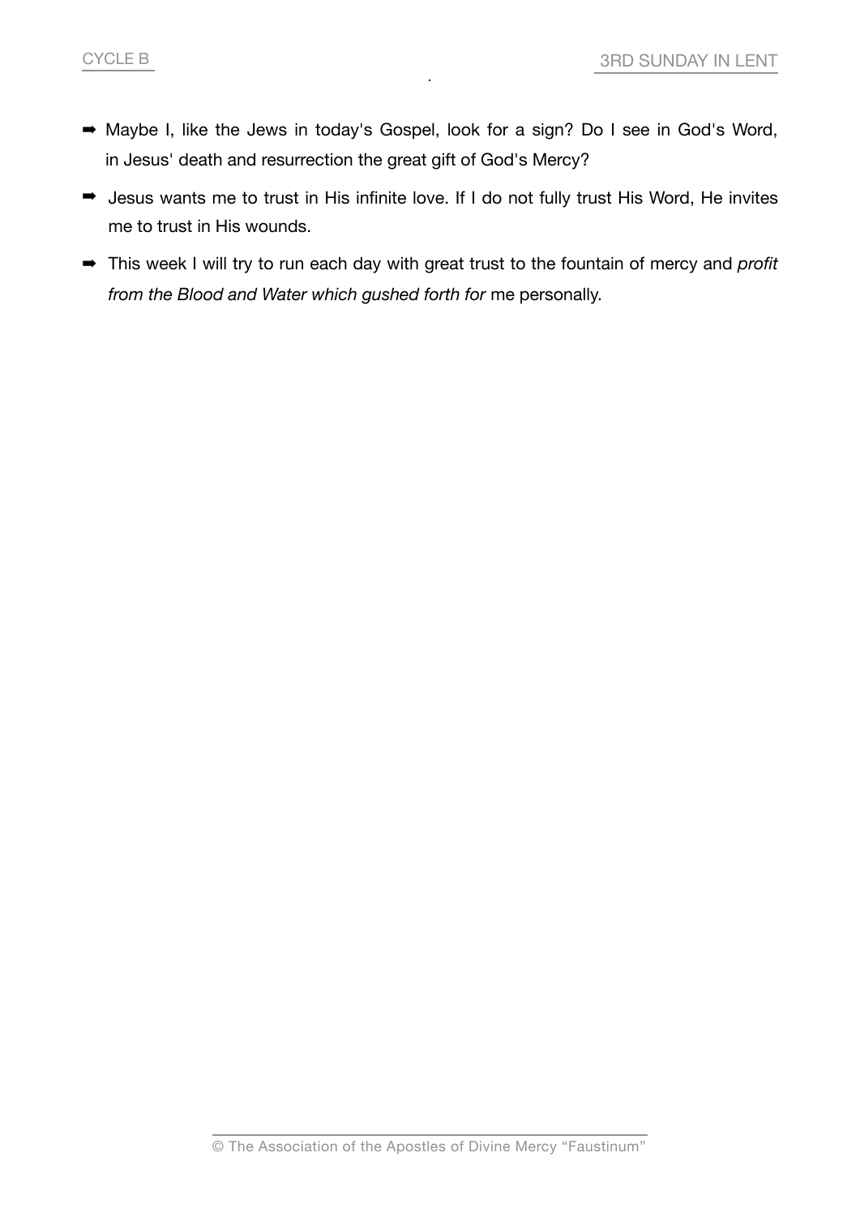- ➡ Maybe I, like the Jews in today's Gospel, look for a sign? Do I see in God's Word, in Jesus' death and resurrection the great gift of God's Mercy?
- ➡ Jesus wants me to trust in His infinite love. If I do not fully trust His Word, He invites me to trust in His wounds.
- ➡ This week I will try to run each day with great trust to the fountain of mercy and *profit from the Blood and Water which gushed forth for* me personally.